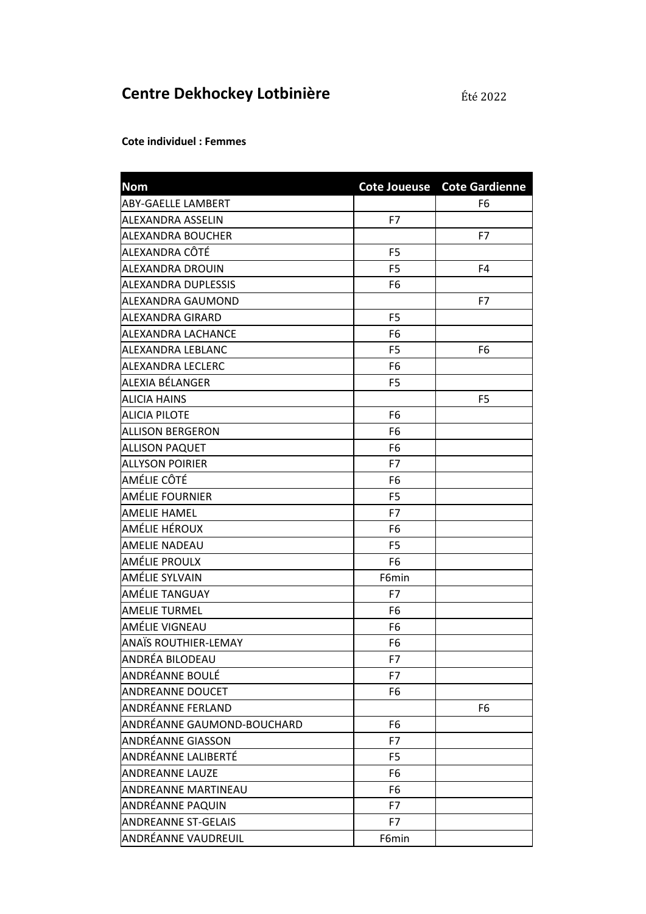# Centre Dekhockey Lotbinière

Été 2022

**Cote individuel : Femmes**

| Nom | Cote Joueuse | Cote Gardienne |
|---|---|---|
| ABY-GAELLE LAMBERT | | F6 |
| ALEXANDRA ASSELIN | F7 | |
| ALEXANDRA BOUCHER | | F7 |
| ALEXANDRA CÔTÉ | F5 | |
| ALEXANDRA DROUIN | F5 | F4 |
| ALEXANDRA DUPLESSIS | F6 | |
| ALEXANDRA GAUMOND | | F7 |
| ALEXANDRA GIRARD | F5 | |
| ALEXANDRA LACHANCE | F6 | |
| ALEXANDRA LEBLANC | F5 | F6 |
| ALEXANDRA LECLERC | F6 | |
| ALEXIA BÉLANGER | F5 | |
| ALICIA HAINS | | F5 |
| ALICIA PILOTE | F6 | |
| ALLISON BERGERON | F6 | |
| ALLISON PAQUET | F6 | |
| ALLYSON POIRIER | F7 | |
| AMÉLIE CÔTÉ | F6 | |
| AMÉLIE FOURNIER | F5 | |
| AMELIE HAMEL | F7 | |
| AMÉLIE HÉROUX | F6 | |
| AMELIE NADEAU | F5 | |
| AMÉLIE PROULX | F6 | |
| AMÉLIE SYLVAIN | F6min | |
| AMÉLIE TANGUAY | F7 | |
| AMELIE TURMEL | F6 | |
| AMÉLIE VIGNEAU | F6 | |
| ANAÏS ROUTHIER-LEMAY | F6 | |
| ANDRÉA BILODEAU | F7 | |
| ANDRÉANNE BOULÉ | F7 | |
| ANDREANNE DOUCET | F6 | |
| ANDRÉANNE FERLAND | | F6 |
| ANDRÉANNE GAUMOND-BOUCHARD | F6 | |
| ANDRÉANNE GIASSON | F7 | |
| ANDRÉANNE LALIBERTÉ | F5 | |
| ANDREANNE LAUZE | F6 | |
| ANDREANNE MARTINEAU | F6 | |
| ANDRÉANNE PAQUIN | F7 | |
| ANDREANNE ST-GELAIS | F7 | |
| ANDRÉANNE VAUDREUIL | F6min | |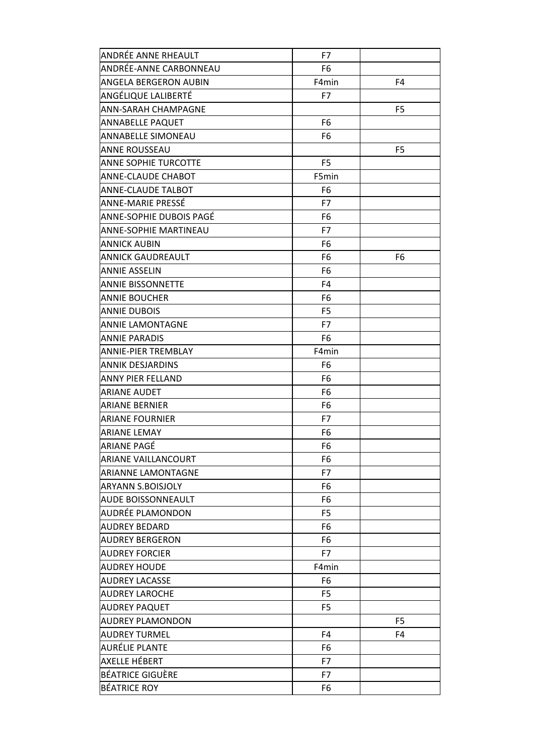| | | |
|---|---|---|
| ANDRÉE ANNE RHEAULT | F7 | |
| ANDRÉE-ANNE CARBONNEAU | F6 | |
| ANGELA BERGERON AUBIN | F4min | F4 |
| ANGÉLIQUE LALIBERTÉ | F7 | |
| ANN-SARAH CHAMPAGNE | | F5 |
| ANNABELLE PAQUET | F6 | |
| ANNABELLE SIMONEAU | F6 | |
| ANNE ROUSSEAU | | F5 |
| ANNE SOPHIE TURCOTTE | F5 | |
| ANNE-CLAUDE CHABOT | F5min | |
| ANNE-CLAUDE TALBOT | F6 | |
| ANNE-MARIE PRESSÉ | F7 | |
| ANNE-SOPHIE DUBOIS PAGÉ | F6 | |
| ANNE-SOPHIE MARTINEAU | F7 | |
| ANNICK AUBIN | F6 | |
| ANNICK GAUDREAULT | F6 | F6 |
| ANNIE ASSELIN | F6 | |
| ANNIE BISSONNETTE | F4 | |
| ANNIE BOUCHER | F6 | |
| ANNIE DUBOIS | F5 | |
| ANNIE LAMONTAGNE | F7 | |
| ANNIE PARADIS | F6 | |
| ANNIE-PIER TREMBLAY | F4min | |
| ANNIK DESJARDINS | F6 | |
| ANNY PIER FELLAND | F6 | |
| ARIANE AUDET | F6 | |
| ARIANE BERNIER | F6 | |
| ARIANE FOURNIER | F7 | |
| ARIANE LEMAY | F6 | |
| ARIANE PAGÉ | F6 | |
| ARIANE VAILLANCOURT | F6 | |
| ARIANNE LAMONTAGNE | F7 | |
| ARYANN S.BOISJOLY | F6 | |
| AUDE BOISSONNEAULT | F6 | |
| AUDRÉE PLAMONDON | F5 | |
| AUDREY BEDARD | F6 | |
| AUDREY BERGERON | F6 | |
| AUDREY FORCIER | F7 | |
| AUDREY HOUDE | F4min | |
| AUDREY LACASSE | F6 | |
| AUDREY LAROCHE | F5 | |
| AUDREY PAQUET | F5 | |
| AUDREY PLAMONDON | | F5 |
| AUDREY TURMEL | F4 | F4 |
| AURÉLIE PLANTE | F6 | |
| AXELLE HÉBERT | F7 | |
| BÉATRICE GIGUÈRE | F7 | |
| BÉATRICE ROY | F6 | |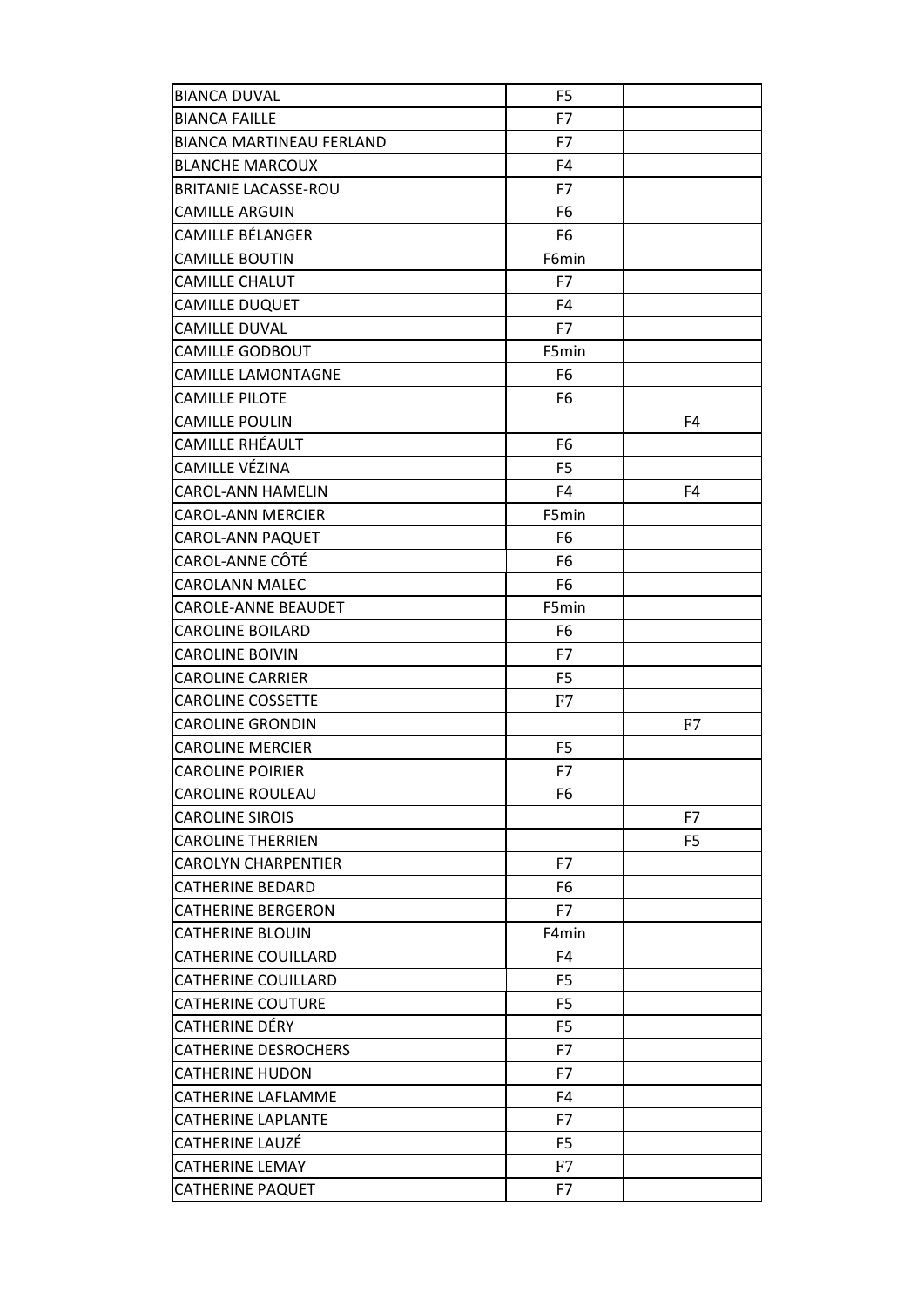| | | |
|---|---|---|
| BIANCA DUVAL | F5 | |
| BIANCA FAILLE | F7 | |
| BIANCA MARTINEAU FERLAND | F7 | |
| BLANCHE MARCOUX | F4 | |
| BRITANIE LACASSE-ROU | F7 | |
| CAMILLE ARGUIN | F6 | |
| CAMILLE BÉLANGER | F6 | |
| CAMILLE BOUTIN | F6min | |
| CAMILLE CHALUT | F7 | |
| CAMILLE DUQUET | F4 | |
| CAMILLE DUVAL | F7 | |
| CAMILLE GODBOUT | F5min | |
| CAMILLE LAMONTAGNE | F6 | |
| CAMILLE PILOTE | F6 | |
| CAMILLE POULIN | | F4 |
| CAMILLE RHÉAULT | F6 | |
| CAMILLE VÉZINA | F5 | |
| CAROL-ANN HAMELIN | F4 | F4 |
| CAROL-ANN MERCIER | F5min | |
| CAROL-ANN PAQUET | F6 | |
| CAROL-ANNE CÔTÉ | F6 | |
| CAROLANN MALEC | F6 | |
| CAROLE-ANNE BEAUDET | F5min | |
| CAROLINE BOILARD | F6 | |
| CAROLINE BOIVIN | F7 | |
| CAROLINE CARRIER | F5 | |
| CAROLINE COSSETTE | F7 | |
| CAROLINE GRONDIN | | F7 |
| CAROLINE MERCIER | F5 | |
| CAROLINE POIRIER | F7 | |
| CAROLINE ROULEAU | F6 | |
| CAROLINE SIROIS | | F7 |
| CAROLINE THERRIEN | | F5 |
| CAROLYN CHARPENTIER | F7 | |
| CATHERINE BEDARD | F6 | |
| CATHERINE BERGERON | F7 | |
| CATHERINE BLOUIN | F4min | |
| CATHERINE COUILLARD | F4 | |
| CATHERINE COUILLARD | F5 | |
| CATHERINE COUTURE | F5 | |
| CATHERINE DÉRY | F5 | |
| CATHERINE DESROCHERS | F7 | |
| CATHERINE HUDON | F7 | |
| CATHERINE LAFLAMME | F4 | |
| CATHERINE LAPLANTE | F7 | |
| CATHERINE LAUZÉ | F5 | |
| CATHERINE LEMAY | F7 | |
| CATHERINE PAQUET | F7 | |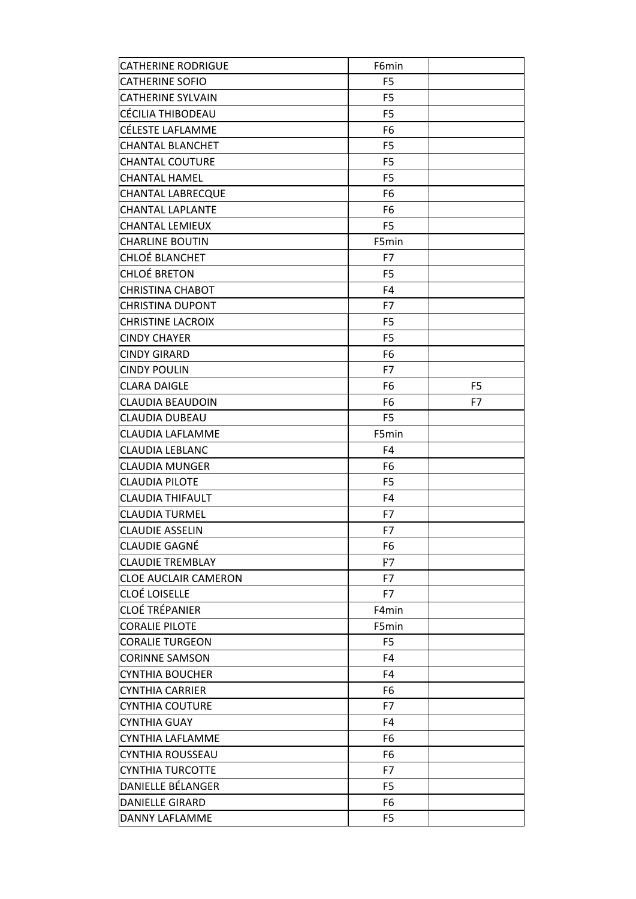| | | |
|---|---|---|
| CATHERINE RODRIGUE | F6min | |
| CATHERINE SOFIO | F5 | |
| CATHERINE SYLVAIN | F5 | |
| CÉCILIA THIBODEAU | F5 | |
| CÉLESTE LAFLAMME | F6 | |
| CHANTAL BLANCHET | F5 | |
| CHANTAL COUTURE | F5 | |
| CHANTAL HAMEL | F5 | |
| CHANTAL LABRECQUE | F6 | |
| CHANTAL LAPLANTE | F6 | |
| CHANTAL LEMIEUX | F5 | |
| CHARLINE BOUTIN | F5min | |
| CHLOÉ BLANCHET | F7 | |
| CHLOÉ BRETON | F5 | |
| CHRISTINA CHABOT | F4 | |
| CHRISTINA DUPONT | F7 | |
| CHRISTINE LACROIX | F5 | |
| CINDY CHAYER | F5 | |
| CINDY GIRARD | F6 | |
| CINDY POULIN | F7 | |
| CLARA DAIGLE | F6 | F5 |
| CLAUDIA BEAUDOIN | F6 | F7 |
| CLAUDIA DUBEAU | F5 | |
| CLAUDIA LAFLAMME | F5min | |
| CLAUDIA LEBLANC | F4 | |
| CLAUDIA MUNGER | F6 | |
| CLAUDIA PILOTE | F5 | |
| CLAUDIA THIFAULT | F4 | |
| CLAUDIA TURMEL | F7 | |
| CLAUDIE ASSELIN | F7 | |
| CLAUDIE GAGNÉ | F6 | |
| CLAUDIE TREMBLAY | F7 | |
| CLOE AUCLAIR CAMERON | F7 | |
| CLOÉ LOISELLE | F7 | |
| CLOÉ TRÉPANIER | F4min | |
| CORALIE PILOTE | F5min | |
| CORALIE TURGEON | F5 | |
| CORINNE SAMSON | F4 | |
| CYNTHIA BOUCHER | F4 | |
| CYNTHIA CARRIER | F6 | |
| CYNTHIA COUTURE | F7 | |
| CYNTHIA GUAY | F4 | |
| CYNTHIA LAFLAMME | F6 | |
| CYNTHIA ROUSSEAU | F6 | |
| CYNTHIA TURCOTTE | F7 | |
| DANIELLE BÉLANGER | F5 | |
| DANIELLE GIRARD | F6 | |
| DANNY LAFLAMME | F5 | |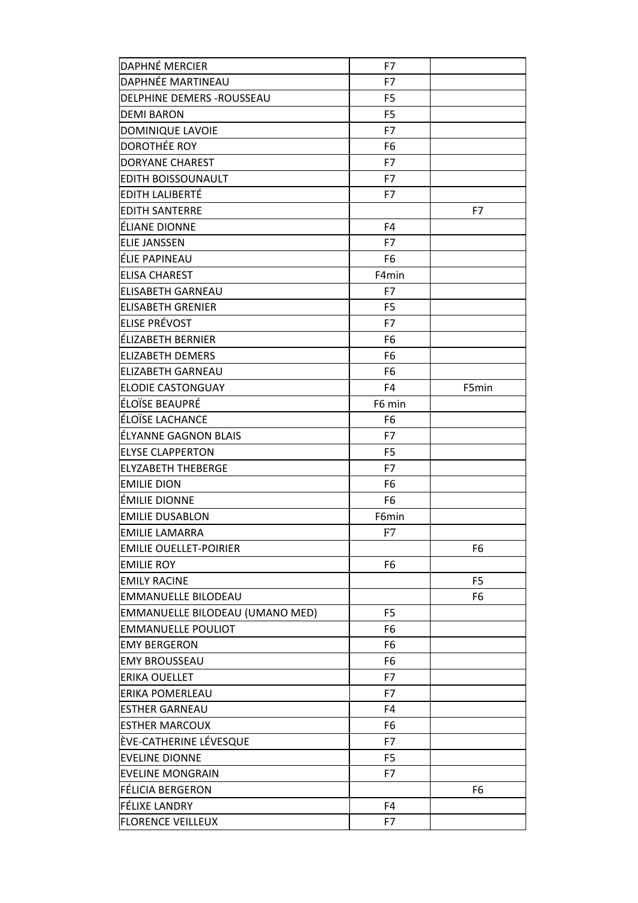| | | |
|---|---|---|
| DAPHNÉ MERCIER | F7 | |
| DAPHNÉE MARTINEAU | F7 | |
| DELPHINE DEMERS -ROUSSEAU | F5 | |
| DEMI BARON | F5 | |
| DOMINIQUE LAVOIE | F7 | |
| DOROTHÉE ROY | F6 | |
| DORYANE CHAREST | F7 | |
| EDITH BOISSOUNAULT | F7 | |
| EDITH LALIBERTÉ | F7 | |
| EDITH SANTERRE | | F7 |
| ÉLIANE DIONNE | F4 | |
| ELIE JANSSEN | F7 | |
| ÉLIE PAPINEAU | F6 | |
| ELISA CHAREST | F4min | |
| ELISABETH GARNEAU | F7 | |
| ELISABETH GRENIER | F5 | |
| ELISE PRÉVOST | F7 | |
| ÉLIZABETH BERNIER | F6 | |
| ELIZABETH DEMERS | F6 | |
| ELIZABETH GARNEAU | F6 | |
| ELODIE CASTONGUAY | F4 | F5min |
| ÉLOÏSE BEAUPRÉ | F6 min | |
| ÉLOÏSE LACHANCE | F6 | |
| ÉLYANNE GAGNON BLAIS | F7 | |
| ELYSE CLAPPERTON | F5 | |
| ELYZABETH THEBERGE | F7 | |
| EMILIE DION | F6 | |
| ÉMILIE DIONNE | F6 | |
| EMILIE DUSABLON | F6min | |
| EMILIE LAMARRA | F7 | |
| EMILIE OUELLET-POIRIER | | F6 |
| EMILIE ROY | F6 | |
| EMILY RACINE | | F5 |
| EMMANUELLE BILODEAU | | F6 |
| EMMANUELLE BILODEAU (UMANO MED) | F5 | |
| EMMANUELLE POULIOT | F6 | |
| EMY BERGERON | F6 | |
| EMY BROUSSEAU | F6 | |
| ERIKA OUELLET | F7 | |
| ERIKA POMERLEAU | F7 | |
| ESTHER GARNEAU | F4 | |
| ESTHER MARCOUX | F6 | |
| ÈVE-CATHERINE LÉVESQUE | F7 | |
| EVELINE DIONNE | F5 | |
| EVELINE MONGRAIN | F7 | |
| FÉLICIA BERGERON | | F6 |
| FÉLIXE LANDRY | F4 | |
| FLORENCE VEILLEUX | F7 | |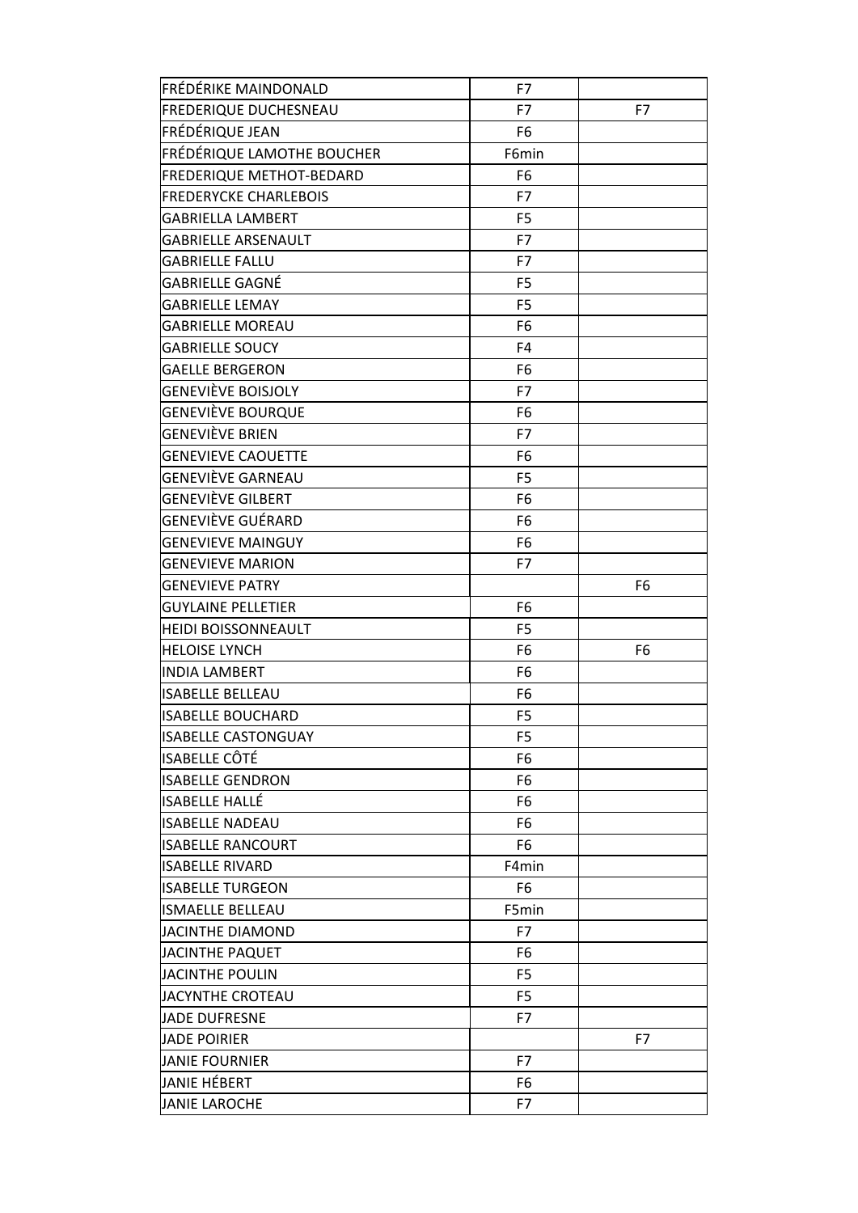| | | |
|---|---|---|
| FRÉDÉRIKE MAINDONALD | F7 | |
| FREDERIQUE DUCHESNEAU | F7 | F7 |
| FRÉDÉRIQUE JEAN | F6 | |
| FRÉDÉRIQUE LAMOTHE BOUCHER | F6min | |
| FREDERIQUE METHOT-BEDARD | F6 | |
| FREDERYCKE CHARLEBOIS | F7 | |
| GABRIELLA LAMBERT | F5 | |
| GABRIELLE ARSENAULT | F7 | |
| GABRIELLE FALLU | F7 | |
| GABRIELLE GAGNÉ | F5 | |
| GABRIELLE LEMAY | F5 | |
| GABRIELLE MOREAU | F6 | |
| GABRIELLE SOUCY | F4 | |
| GAELLE BERGERON | F6 | |
| GENEVIÈVE BOISJOLY | F7 | |
| GENEVIÈVE BOURQUE | F6 | |
| GENEVIÈVE BRIEN | F7 | |
| GENEVIEVE CAOUETTE | F6 | |
| GENEVIÈVE GARNEAU | F5 | |
| GENEVIÈVE GILBERT | F6 | |
| GENEVIÈVE GUÉRARD | F6 | |
| GENEVIEVE MAINGUY | F6 | |
| GENEVIEVE MARION | F7 | |
| GENEVIEVE PATRY | | F6 |
| GUYLAINE PELLETIER | F6 | |
| HEIDI BOISSONNEAULT | F5 | |
| HELOISE LYNCH | F6 | F6 |
| INDIA LAMBERT | F6 | |
| ISABELLE BELLEAU | F6 | |
| ISABELLE BOUCHARD | F5 | |
| ISABELLE CASTONGUAY | F5 | |
| ISABELLE CÔTÉ | F6 | |
| ISABELLE GENDRON | F6 | |
| ISABELLE HALLÉ | F6 | |
| ISABELLE NADEAU | F6 | |
| ISABELLE RANCOURT | F6 | |
| ISABELLE RIVARD | F4min | |
| ISABELLE TURGEON | F6 | |
| ISMAELLE BELLEAU | F5min | |
| JACINTHE DIAMOND | F7 | |
| JACINTHE PAQUET | F6 | |
| JACINTHE POULIN | F5 | |
| JACYNTHE CROTEAU | F5 | |
| JADE DUFRESNE | F7 | |
| JADE POIRIER | | F7 |
| JANIE FOURNIER | F7 | |
| JANIE HÉBERT | F6 | |
| JANIE LAROCHE | F7 | |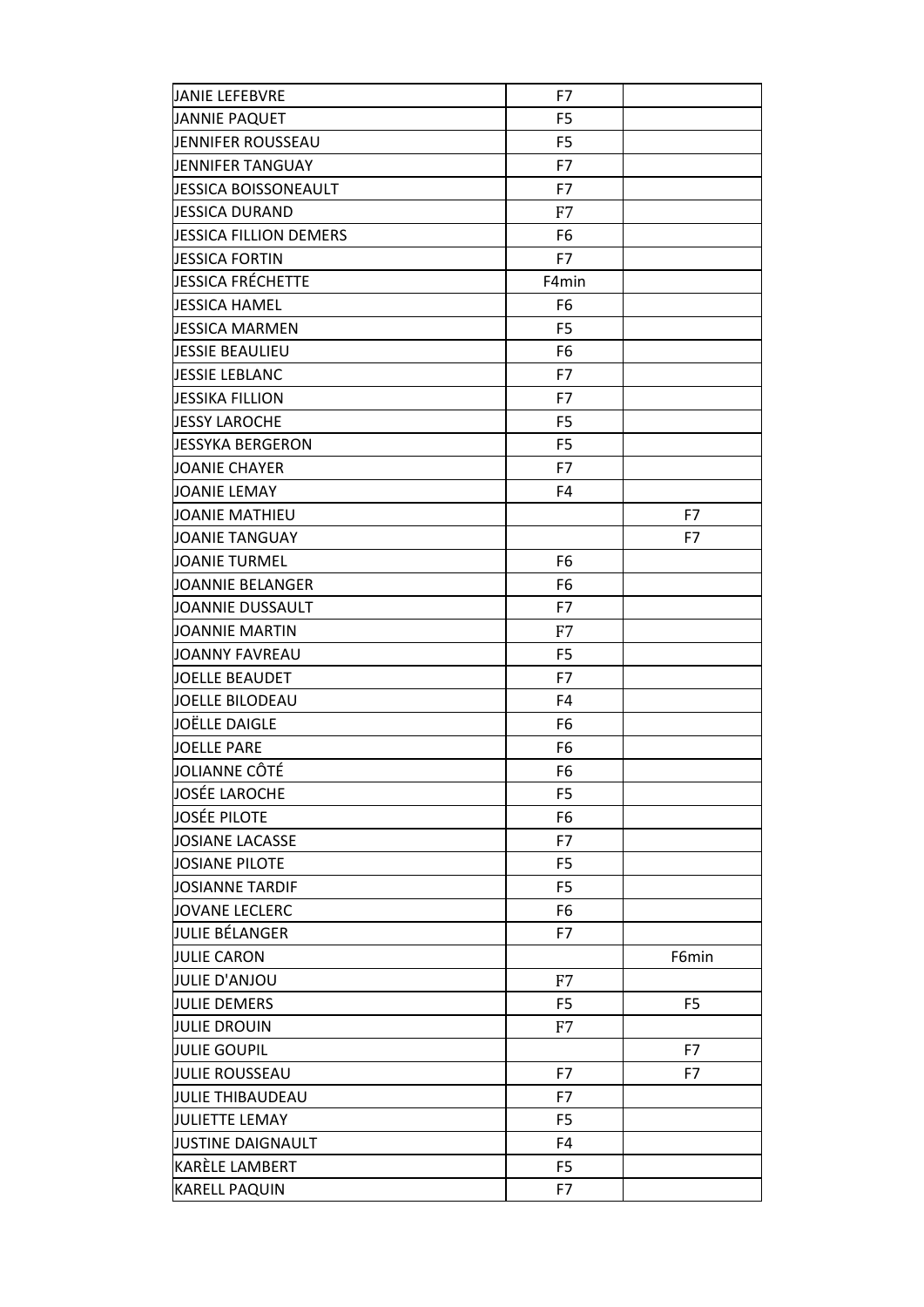| | | |
|---|---|---|
| JANIE LEFEBVRE | F7 | |
| JANNIE PAQUET | F5 | |
| JENNIFER ROUSSEAU | F5 | |
| JENNIFER TANGUAY | F7 | |
| JESSICA BOISSONEAULT | F7 | |
| JESSICA DURAND | F7 | |
| JESSICA FILLION DEMERS | F6 | |
| JESSICA FORTIN | F7 | |
| JESSICA FRÉCHETTE | F4min | |
| JESSICA HAMEL | F6 | |
| JESSICA MARMEN | F5 | |
| JESSIE BEAULIEU | F6 | |
| JESSIE LEBLANC | F7 | |
| JESSIKA FILLION | F7 | |
| JESSY LAROCHE | F5 | |
| JESSYKA BERGERON | F5 | |
| JOANIE CHAYER | F7 | |
| JOANIE LEMAY | F4 | |
| JOANIE MATHIEU | | F7 |
| JOANIE TANGUAY | | F7 |
| JOANIE TURMEL | F6 | |
| JOANNIE BELANGER | F6 | |
| JOANNIE DUSSAULT | F7 | |
| JOANNIE MARTIN | F7 | |
| JOANNY FAVREAU | F5 | |
| JOELLE BEAUDET | F7 | |
| JOELLE BILODEAU | F4 | |
| JOËLLE DAIGLE | F6 | |
| JOELLE PARE | F6 | |
| JOLIANNE CÔTÉ | F6 | |
| JOSÉE LAROCHE | F5 | |
| JOSÉE PILOTE | F6 | |
| JOSIANE LACASSE | F7 | |
| JOSIANE PILOTE | F5 | |
| JOSIANNE TARDIF | F5 | |
| JOVANE LECLERC | F6 | |
| JULIE BÉLANGER | F7 | |
| JULIE CARON | | F6min |
| JULIE D'ANJOU | F7 | |
| JULIE DEMERS | F5 | F5 |
| JULIE DROUIN | F7 | |
| JULIE GOUPIL | | F7 |
| JULIE ROUSSEAU | F7 | F7 |
| JULIE THIBAUDEAU | F7 | |
| JULIETTE LEMAY | F5 | |
| JUSTINE DAIGNAULT | F4 | |
| KARÈLE LAMBERT | F5 | |
| KARELL PAQUIN | F7 | |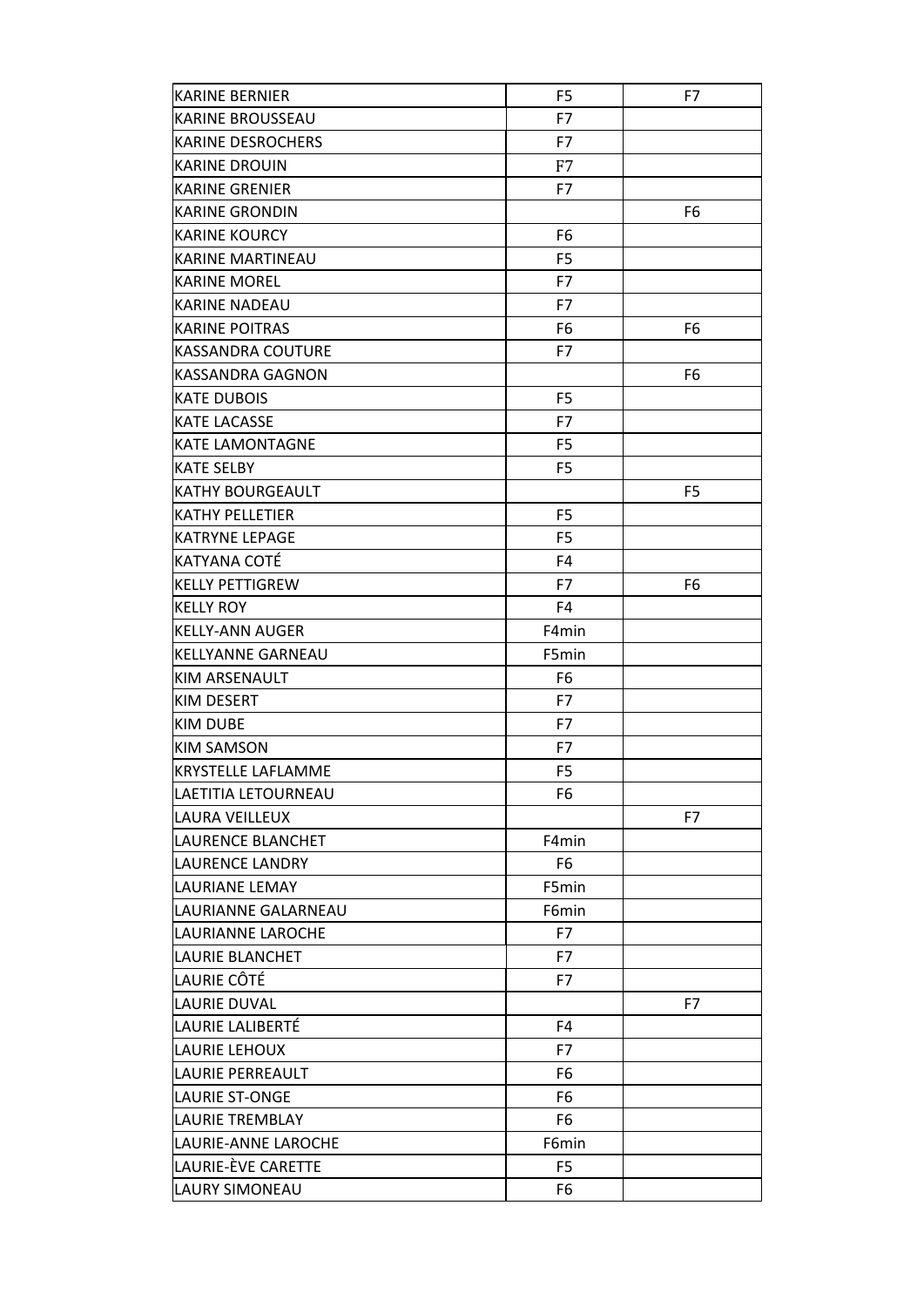| | | |
|---|---|---|
| KARINE BERNIER | F5 | F7 |
| KARINE BROUSSEAU | F7 | |
| KARINE DESROCHERS | F7 | |
| KARINE DROUIN | F7 | |
| KARINE GRENIER | F7 | |
| KARINE GRONDIN | | F6 |
| KARINE KOURCY | F6 | |
| KARINE MARTINEAU | F5 | |
| KARINE MOREL | F7 | |
| KARINE NADEAU | F7 | |
| KARINE POITRAS | F6 | F6 |
| KASSANDRA COUTURE | F7 | |
| KASSANDRA GAGNON | | F6 |
| KATE DUBOIS | F5 | |
| KATE LACASSE | F7 | |
| KATE LAMONTAGNE | F5 | |
| KATE SELBY | F5 | |
| KATHY BOURGEAULT | | F5 |
| KATHY PELLETIER | F5 | |
| KATRYNE LEPAGE | F5 | |
| KATYANA COTÉ | F4 | |
| KELLY PETTIGREW | F7 | F6 |
| KELLY ROY | F4 | |
| KELLY-ANN AUGER | F4min | |
| KELLYANNE GARNEAU | F5min | |
| KIM ARSENAULT | F6 | |
| KIM DESERT | F7 | |
| KIM DUBE | F7 | |
| KIM SAMSON | F7 | |
| KRYSTELLE LAFLAMME | F5 | |
| LAETITIA LETOURNEAU | F6 | |
| LAURA VEILLEUX | | F7 |
| LAURENCE BLANCHET | F4min | |
| LAURENCE LANDRY | F6 | |
| LAURIANE LEMAY | F5min | |
| LAURIANNE GALARNEAU | F6min | |
| LAURIANNE LAROCHE | F7 | |
| LAURIE BLANCHET | F7 | |
| LAURIE CÔTÉ | F7 | |
| LAURIE DUVAL | | F7 |
| LAURIE LALIBERTÉ | F4 | |
| LAURIE LEHOUX | F7 | |
| LAURIE PERREAULT | F6 | |
| LAURIE ST-ONGE | F6 | |
| LAURIE TREMBLAY | F6 | |
| LAURIE-ANNE LAROCHE | F6min | |
| LAURIE-ÈVE CARETTE | F5 | |
| LAURY SIMONEAU | F6 | |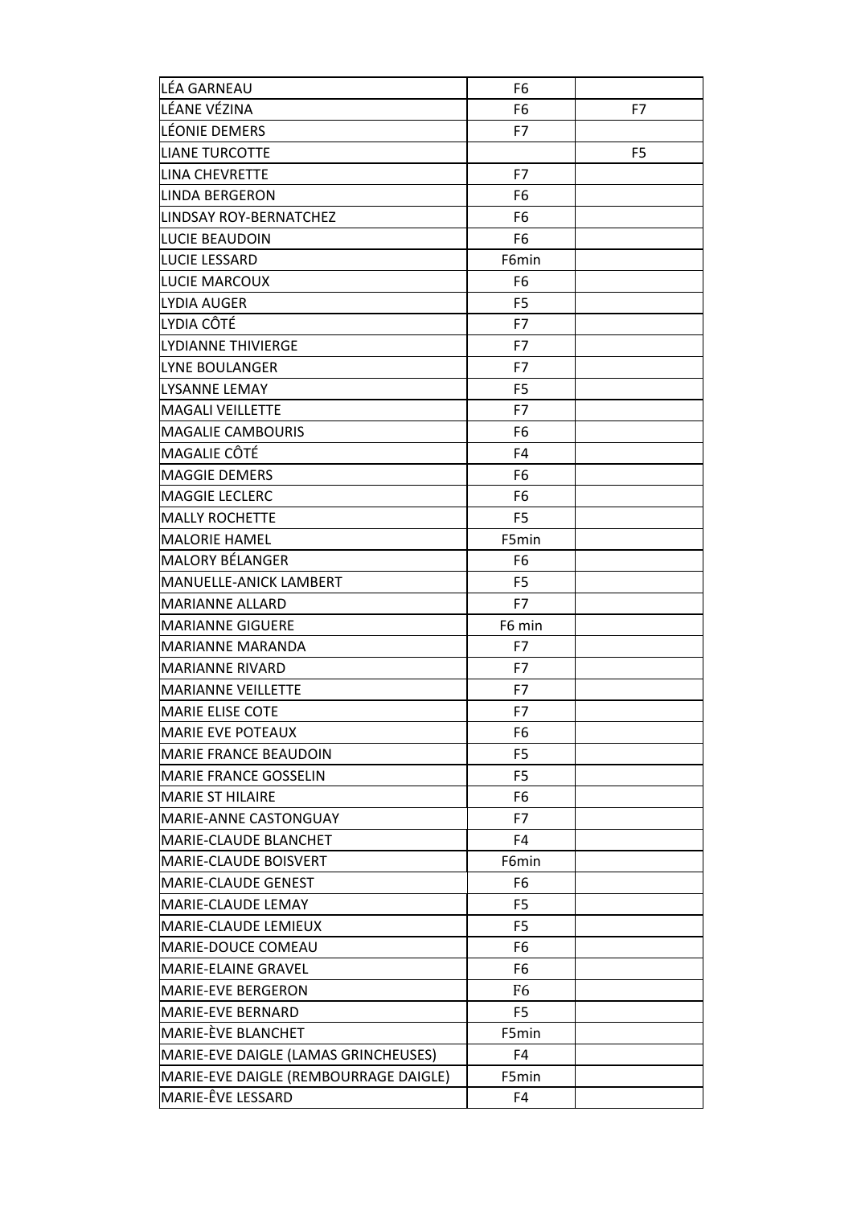| | | |
|---|---|---|
| LÉA GARNEAU | F6 | |
| LÉANE VÉZINA | F6 | F7 |
| LÉONIE DEMERS | F7 | |
| LIANE TURCOTTE | | F5 |
| LINA CHEVRETTE | F7 | |
| LINDA BERGERON | F6 | |
| LINDSAY ROY-BERNATCHEZ | F6 | |
| LUCIE BEAUDOIN | F6 | |
| LUCIE LESSARD | F6min | |
| LUCIE MARCOUX | F6 | |
| LYDIA AUGER | F5 | |
| LYDIA CÔTÉ | F7 | |
| LYDIANNE THIVIERGE | F7 | |
| LYNE BOULANGER | F7 | |
| LYSANNE LEMAY | F5 | |
| MAGALI VEILLETTE | F7 | |
| MAGALIE CAMBOURIS | F6 | |
| MAGALIE CÔTÉ | F4 | |
| MAGGIE DEMERS | F6 | |
| MAGGIE LECLERC | F6 | |
| MALLY ROCHETTE | F5 | |
| MALORIE HAMEL | F5min | |
| MALORY BÉLANGER | F6 | |
| MANUELLE-ANICK LAMBERT | F5 | |
| MARIANNE ALLARD | F7 | |
| MARIANNE GIGUERE | F6 min | |
| MARIANNE MARANDA | F7 | |
| MARIANNE RIVARD | F7 | |
| MARIANNE VEILLETTE | F7 | |
| MARIE ELISE COTE | F7 | |
| MARIE EVE POTEAUX | F6 | |
| MARIE FRANCE BEAUDOIN | F5 | |
| MARIE FRANCE GOSSELIN | F5 | |
| MARIE ST HILAIRE | F6 | |
| MARIE-ANNE CASTONGUAY | F7 | |
| MARIE-CLAUDE BLANCHET | F4 | |
| MARIE-CLAUDE BOISVERT | F6min | |
| MARIE-CLAUDE GENEST | F6 | |
| MARIE-CLAUDE LEMAY | F5 | |
| MARIE-CLAUDE LEMIEUX | F5 | |
| MARIE-DOUCE COMEAU | F6 | |
| MARIE-ELAINE GRAVEL | F6 | |
| MARIE-EVE BERGERON | F6 | |
| MARIE-EVE BERNARD | F5 | |
| MARIE-ÈVE BLANCHET | F5min | |
| MARIE-EVE DAIGLE (LAMAS GRINCHEUSES) | F4 | |
| MARIE-EVE DAIGLE (REMBOURRAGE DAIGLE) | F5min | |
| MARIE-ÊVE LESSARD | F4 | |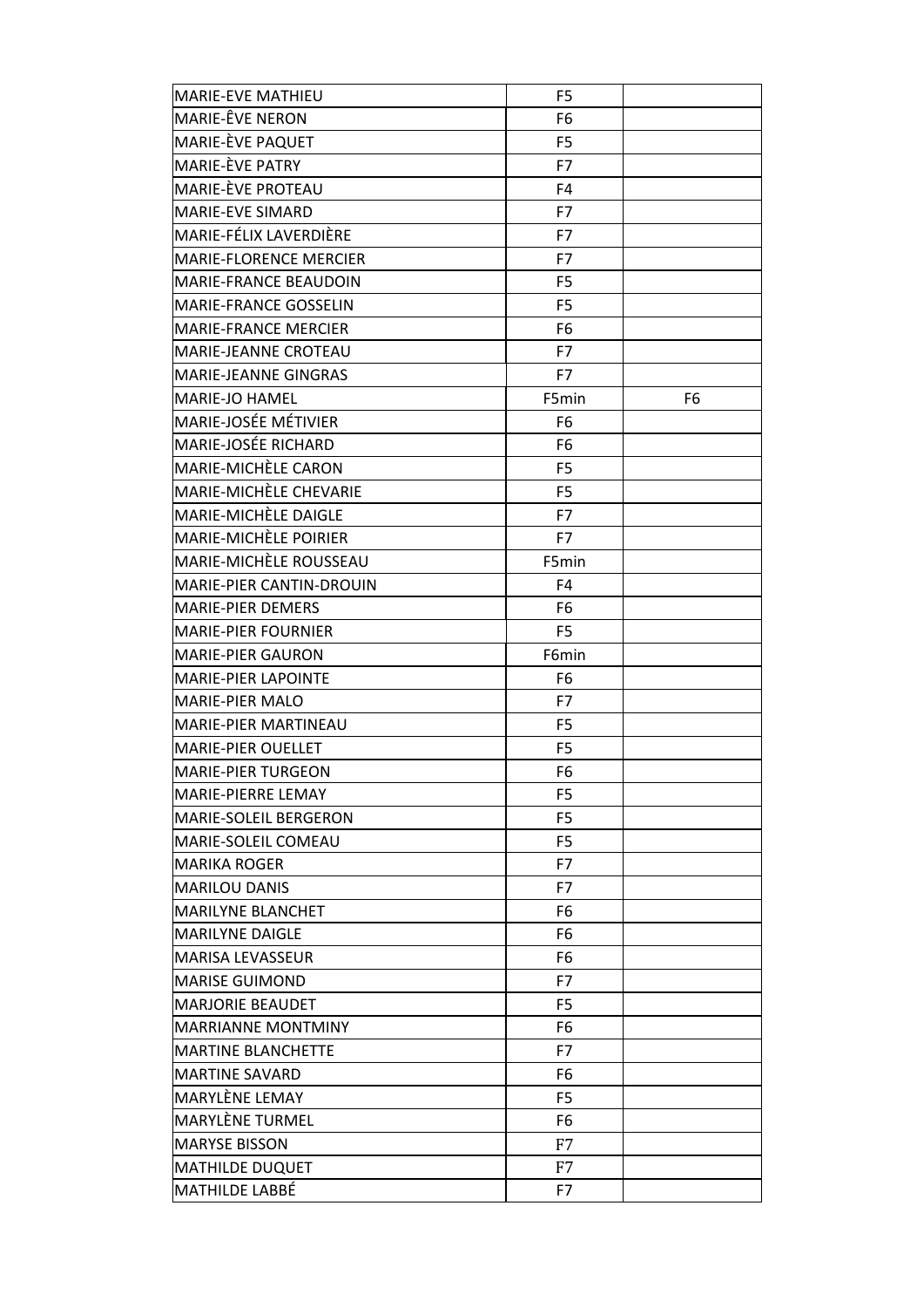| MARIE-EVE MATHIEU | F5 | |
|---|---|---|
| MARIE-ÊVE NERON | F6 | |
| MARIE-ÈVE PAQUET | F5 | |
| MARIE-ÈVE PATRY | F7 | |
| MARIE-ÈVE PROTEAU | F4 | |
| MARIE-EVE SIMARD | F7 | |
| MARIE-FÉLIX LAVERDIÈRE | F7 | |
| MARIE-FLORENCE MERCIER | F7 | |
| MARIE-FRANCE BEAUDOIN | F5 | |
| MARIE-FRANCE GOSSELIN | F5 | |
| MARIE-FRANCE MERCIER | F6 | |
| MARIE-JEANNE CROTEAU | F7 | |
| MARIE-JEANNE GINGRAS | F7 | |
| MARIE-JO HAMEL | F5min | F6 |
| MARIE-JOSÉE MÉTIVIER | F6 | |
| MARIE-JOSÉE RICHARD | F6 | |
| MARIE-MICHÈLE CARON | F5 | |
| MARIE-MICHÈLE CHEVARIE | F5 | |
| MARIE-MICHÈLE DAIGLE | F7 | |
| MARIE-MICHÈLE POIRIER | F7 | |
| MARIE-MICHÈLE ROUSSEAU | F5min | |
| MARIE-PIER CANTIN-DROUIN | F4 | |
| MARIE-PIER DEMERS | F6 | |
| MARIE-PIER FOURNIER | F5 | |
| MARIE-PIER GAURON | F6min | |
| MARIE-PIER LAPOINTE | F6 | |
| MARIE-PIER MALO | F7 | |
| MARIE-PIER MARTINEAU | F5 | |
| MARIE-PIER OUELLET | F5 | |
| MARIE-PIER TURGEON | F6 | |
| MARIE-PIERRE LEMAY | F5 | |
| MARIE-SOLEIL BERGERON | F5 | |
| MARIE-SOLEIL COMEAU | F5 | |
| MARIKA ROGER | F7 | |
| MARILOU DANIS | F7 | |
| MARILYNE BLANCHET | F6 | |
| MARILYNE DAIGLE | F6 | |
| MARISA LEVASSEUR | F6 | |
| MARISE GUIMOND | F7 | |
| MARJORIE BEAUDET | F5 | |
| MARRIANNE MONTMINY | F6 | |
| MARTINE BLANCHETTE | F7 | |
| MARTINE SAVARD | F6 | |
| MARYLÈNE LEMAY | F5 | |
| MARYLÈNE TURMEL | F6 | |
| MARYSE BISSON | F7 | |
| MATHILDE DUQUET | F7 | |
| MATHILDE LABBÉ | F7 | |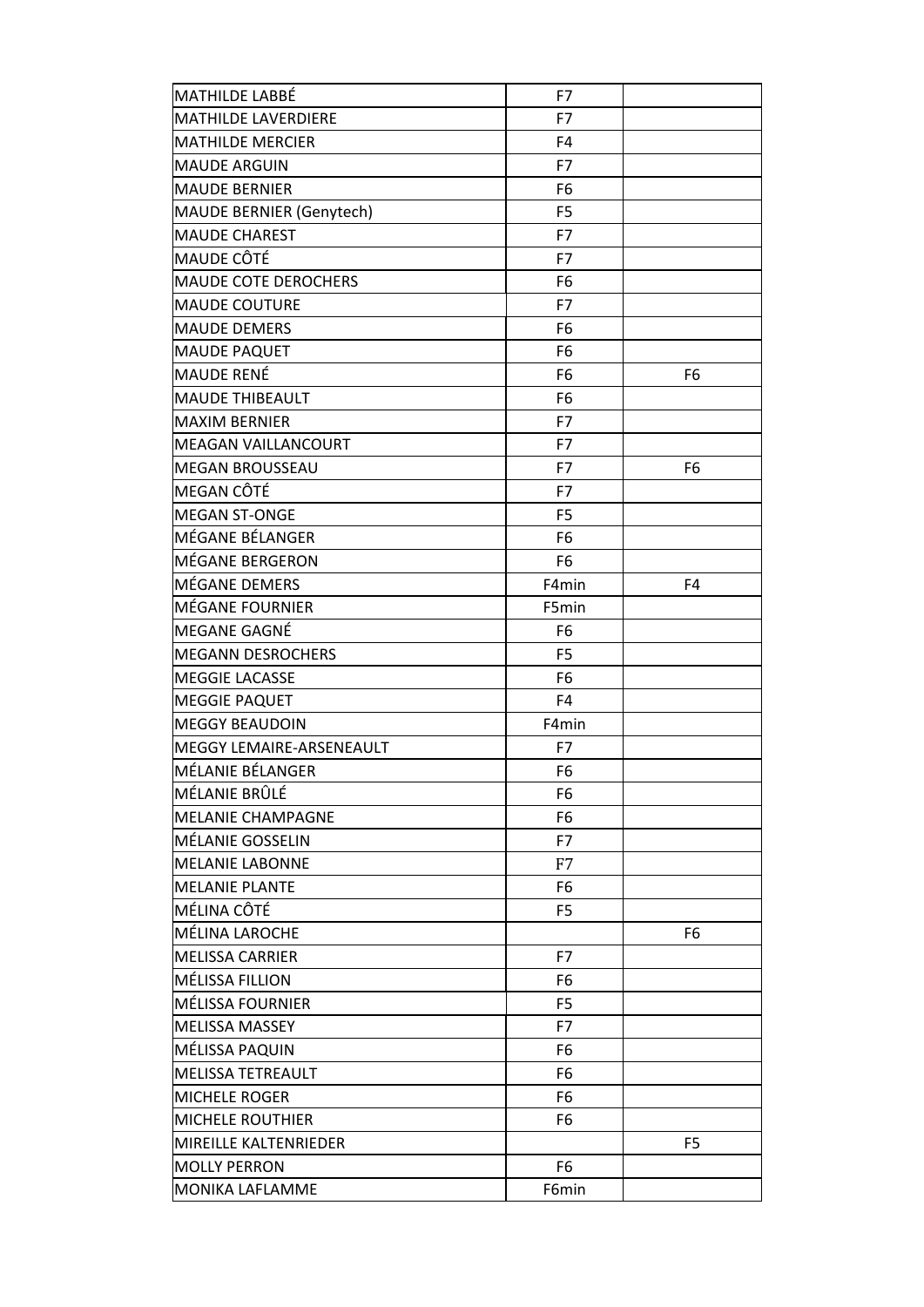| | | |
|---|---|---|
| MATHILDE LABBÉ | F7 | |
| MATHILDE LAVERDIERE | F7 | |
| MATHILDE MERCIER | F4 | |
| MAUDE ARGUIN | F7 | |
| MAUDE BERNIER | F6 | |
| MAUDE BERNIER (Genytech) | F5 | |
| MAUDE CHAREST | F7 | |
| MAUDE CÔTÉ | F7 | |
| MAUDE COTE DEROCHERS | F6 | |
| MAUDE COUTURE | F7 | |
| MAUDE DEMERS | F6 | |
| MAUDE PAQUET | F6 | |
| MAUDE RENÉ | F6 | F6 |
| MAUDE THIBEAULT | F6 | |
| MAXIM BERNIER | F7 | |
| MEAGAN VAILLANCOURT | F7 | |
| MEGAN BROUSSEAU | F7 | F6 |
| MEGAN CÔTÉ | F7 | |
| MEGAN ST-ONGE | F5 | |
| MÉGANE BÉLANGER | F6 | |
| MÉGANE BERGERON | F6 | |
| MÉGANE DEMERS | F4min | F4 |
| MÉGANE FOURNIER | F5min | |
| MEGANE GAGNÉ | F6 | |
| MEGANN DESROCHERS | F5 | |
| MEGGIE LACASSE | F6 | |
| MEGGIE PAQUET | F4 | |
| MEGGY BEAUDOIN | F4min | |
| MEGGY LEMAIRE-ARSENEAULT | F7 | |
| MÉLANIE BÉLANGER | F6 | |
| MÉLANIE BRÛLÉ | F6 | |
| MELANIE CHAMPAGNE | F6 | |
| MÉLANIE GOSSELIN | F7 | |
| MELANIE LABONNE | F7 | |
| MELANIE PLANTE | F6 | |
| MÉLINA CÔTÉ | F5 | |
| MÉLINA LAROCHE | | F6 |
| MELISSA CARRIER | F7 | |
| MÉLISSA FILLION | F6 | |
| MÉLISSA FOURNIER | F5 | |
| MELISSA MASSEY | F7 | |
| MÉLISSA PAQUIN | F6 | |
| MELISSA TETREAULT | F6 | |
| MICHELE ROGER | F6 | |
| MICHELE ROUTHIER | F6 | |
| MIREILLE KALTENRIEDER | | F5 |
| MOLLY PERRON | F6 | |
| MONIKA LAFLAMME | F6min | |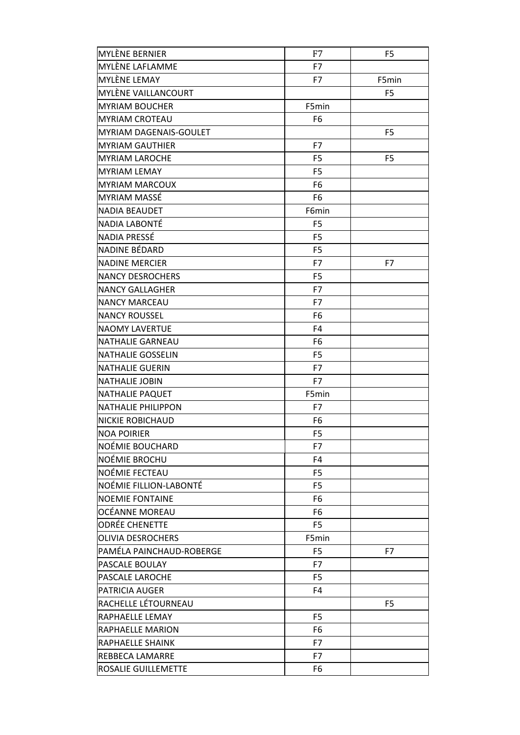| | | |
|---|---|---|
| MYLÈNE BERNIER | F7 | F5 |
| MYLÈNE LAFLAMME | F7 | |
| MYLÈNE LEMAY | F7 | F5min |
| MYLÈNE VAILLANCOURT | | F5 |
| MYRIAM BOUCHER | F5min | |
| MYRIAM CROTEAU | F6 | |
| MYRIAM DAGENAIS-GOULET | | F5 |
| MYRIAM GAUTHIER | F7 | |
| MYRIAM LAROCHE | F5 | F5 |
| MYRIAM LEMAY | F5 | |
| MYRIAM MARCOUX | F6 | |
| MYRIAM MASSÉ | F6 | |
| NADIA BEAUDET | F6min | |
| NADIA LABONTÉ | F5 | |
| NADIA PRESSÉ | F5 | |
| NADINE BÉDARD | F5 | |
| NADINE MERCIER | F7 | F7 |
| NANCY DESROCHERS | F5 | |
| NANCY GALLAGHER | F7 | |
| NANCY MARCEAU | F7 | |
| NANCY ROUSSEL | F6 | |
| NAOMY LAVERTUE | F4 | |
| NATHALIE GARNEAU | F6 | |
| NATHALIE GOSSELIN | F5 | |
| NATHALIE GUERIN | F7 | |
| NATHALIE JOBIN | F7 | |
| NATHALIE PAQUET | F5min | |
| NATHALIE PHILIPPON | F7 | |
| NICKIE ROBICHAUD | F6 | |
| NOA POIRIER | F5 | |
| NOÉMIE BOUCHARD | F7 | |
| NOÉMIE BROCHU | F4 | |
| NOÉMIE FECTEAU | F5 | |
| NOÉMIE FILLION-LABONTÉ | F5 | |
| NOEMIE FONTAINE | F6 | |
| OCÉANNE MOREAU | F6 | |
| ODRÉE CHENETTE | F5 | |
| OLIVIA DESROCHERS | F5min | |
| PAMÉLA PAINCHAUD-ROBERGE | F5 | F7 |
| PASCALE BOULAY | F7 | |
| PASCALE LAROCHE | F5 | |
| PATRICIA AUGER | F4 | |
| RACHELLE LÉTOURNEAU | | F5 |
| RAPHAELLE LEMAY | F5 | |
| RAPHAELLE MARION | F6 | |
| RAPHAELLE SHAINK | F7 | |
| REBBECA LAMARRE | F7 | |
| ROSALIE GUILLEMETTE | F6 | |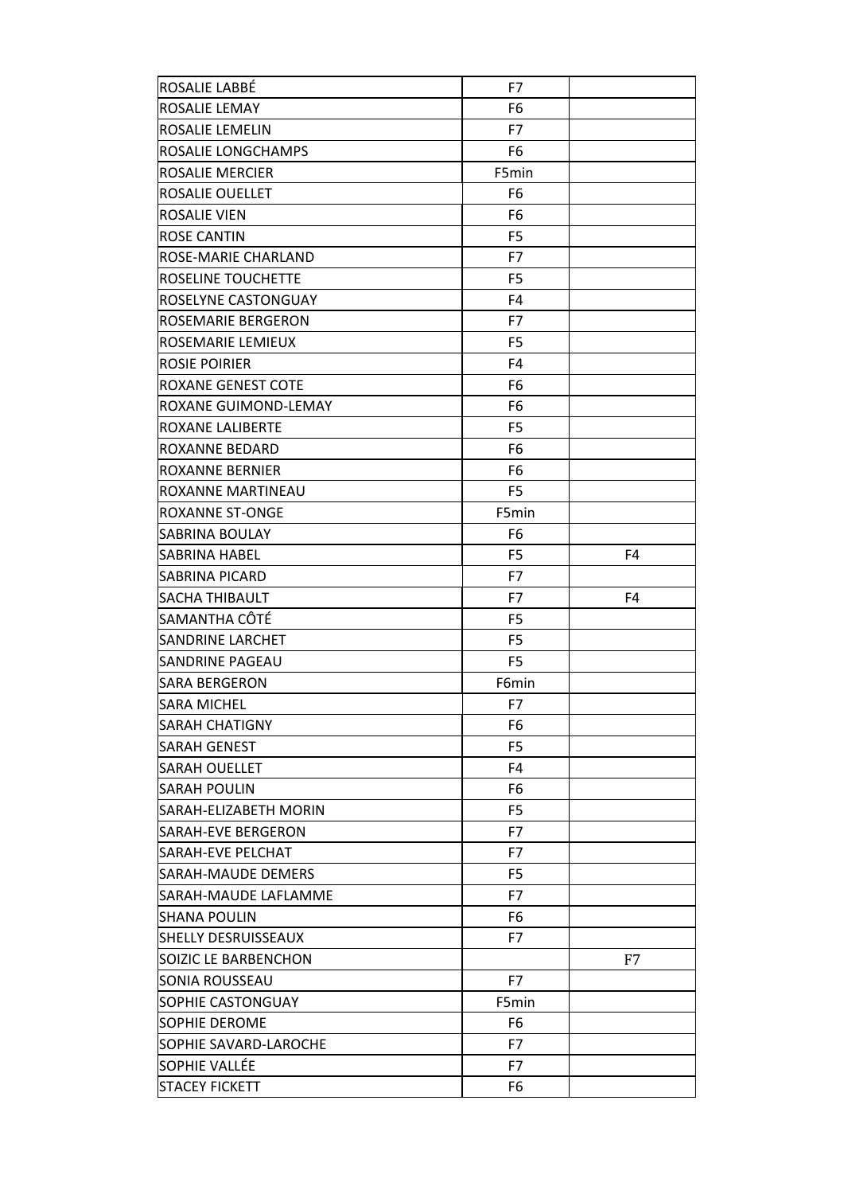| | | |
|---|---|---|
| ROSALIE LABBÉ | F7 | |
| ROSALIE LEMAY | F6 | |
| ROSALIE LEMELIN | F7 | |
| ROSALIE LONGCHAMPS | F6 | |
| ROSALIE MERCIER | F5min | |
| ROSALIE OUELLET | F6 | |
| ROSALIE VIEN | F6 | |
| ROSE CANTIN | F5 | |
| ROSE-MARIE CHARLAND | F7 | |
| ROSELINE TOUCHETTE | F5 | |
| ROSELYNE CASTONGUAY | F4 | |
| ROSEMARIE BERGERON | F7 | |
| ROSEMARIE LEMIEUX | F5 | |
| ROSIE POIRIER | F4 | |
| ROXANE GENEST COTE | F6 | |
| ROXANE GUIMOND-LEMAY | F6 | |
| ROXANE LALIBERTE | F5 | |
| ROXANNE BEDARD | F6 | |
| ROXANNE BERNIER | F6 | |
| ROXANNE MARTINEAU | F5 | |
| ROXANNE ST-ONGE | F5min | |
| SABRINA BOULAY | F6 | |
| SABRINA HABEL | F5 | F4 |
| SABRINA PICARD | F7 | |
| SACHA THIBAULT | F7 | F4 |
| SAMANTHA CÔTÉ | F5 | |
| SANDRINE LARCHET | F5 | |
| SANDRINE PAGEAU | F5 | |
| SARA BERGERON | F6min | |
| SARA MICHEL | F7 | |
| SARAH CHATIGNY | F6 | |
| SARAH GENEST | F5 | |
| SARAH OUELLET | F4 | |
| SARAH POULIN | F6 | |
| SARAH-ELIZABETH MORIN | F5 | |
| SARAH-EVE BERGERON | F7 | |
| SARAH-EVE PELCHAT | F7 | |
| SARAH-MAUDE DEMERS | F5 | |
| SARAH-MAUDE LAFLAMME | F7 | |
| SHANA POULIN | F6 | |
| SHELLY DESRUISSEAUX | F7 | |
| SOIZIC LE BARBENCHON | | F7 |
| SONIA ROUSSEAU | F7 | |
| SOPHIE CASTONGUAY | F5min | |
| SOPHIE DEROME | F6 | |
| SOPHIE SAVARD-LAROCHE | F7 | |
| SOPHIE VALLÉE | F7 | |
| STACEY FICKETT | F6 | |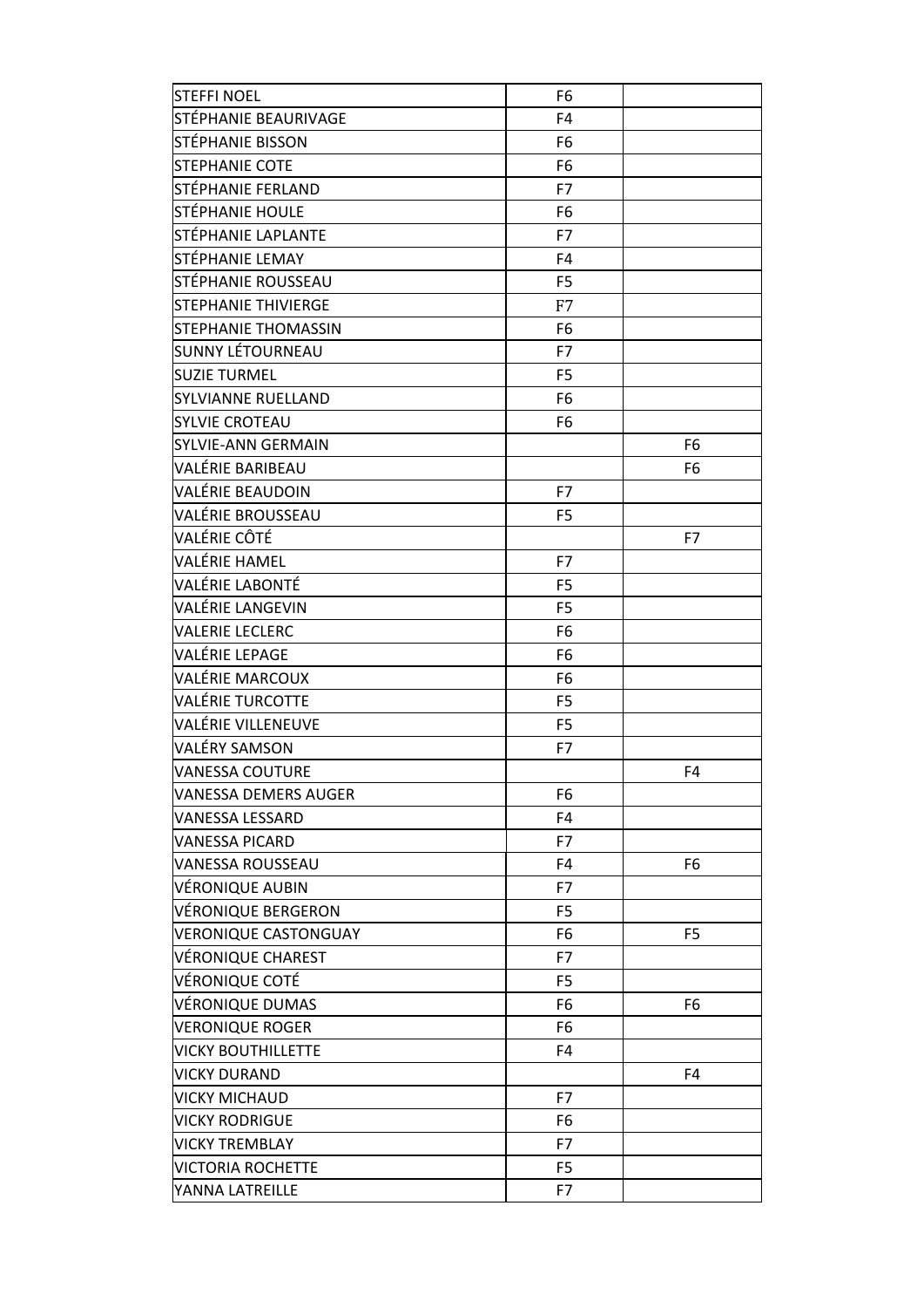| | | |
|---|---|---|
| STEFFI NOEL | F6 | |
| STÉPHANIE BEAURIVAGE | F4 | |
| STÉPHANIE BISSON | F6 | |
| STEPHANIE COTE | F6 | |
| STÉPHANIE FERLAND | F7 | |
| STÉPHANIE HOULE | F6 | |
| STÉPHANIE LAPLANTE | F7 | |
| STÉPHANIE LEMAY | F4 | |
| STÉPHANIE ROUSSEAU | F5 | |
| STEPHANIE THIVIERGE | F7 | |
| STEPHANIE THOMASSIN | F6 | |
| SUNNY LÉTOURNEAU | F7 | |
| SUZIE TURMEL | F5 | |
| SYLVIANNE RUELLAND | F6 | |
| SYLVIE CROTEAU | F6 | |
| SYLVIE-ANN GERMAIN | | F6 |
| VALÉRIE BARIBEAU | | F6 |
| VALÉRIE BEAUDOIN | F7 | |
| VALÉRIE BROUSSEAU | F5 | |
| VALÉRIE CÔTÉ | | F7 |
| VALÉRIE HAMEL | F7 | |
| VALÉRIE LABONTÉ | F5 | |
| VALÉRIE LANGEVIN | F5 | |
| VALERIE LECLERC | F6 | |
| VALÉRIE LEPAGE | F6 | |
| VALÉRIE MARCOUX | F6 | |
| VALÉRIE TURCOTTE | F5 | |
| VALÉRIE VILLENEUVE | F5 | |
| VALÉRY SAMSON | F7 | |
| VANESSA COUTURE | | F4 |
| VANESSA DEMERS AUGER | F6 | |
| VANESSA LESSARD | F4 | |
| VANESSA PICARD | F7 | |
| VANESSA ROUSSEAU | F4 | F6 |
| VÉRONIQUE AUBIN | F7 | |
| VÉRONIQUE BERGERON | F5 | |
| VERONIQUE CASTONGUAY | F6 | F5 |
| VÉRONIQUE CHAREST | F7 | |
| VÉRONIQUE COTÉ | F5 | |
| VÉRONIQUE DUMAS | F6 | F6 |
| VERONIQUE ROGER | F6 | |
| VICKY BOUTHILLETTE | F4 | |
| VICKY DURAND | | F4 |
| VICKY MICHAUD | F7 | |
| VICKY RODRIGUE | F6 | |
| VICKY TREMBLAY | F7 | |
| VICTORIA ROCHETTE | F5 | |
| YANNA LATREILLE | F7 | |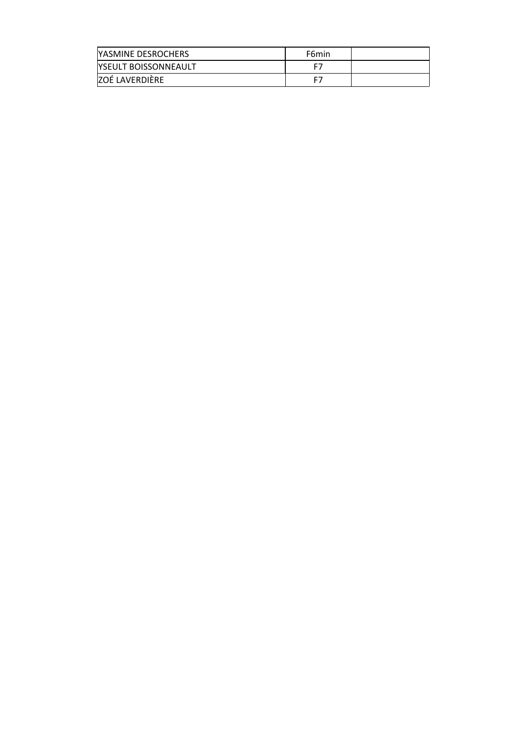| | | |
|---|---|---|
| YASMINE DESROCHERS | F6min | |
| YSEULT BOISSONNEAULT | F7 | |
| ZOÉ LAVERDIÈRE | F7 | |